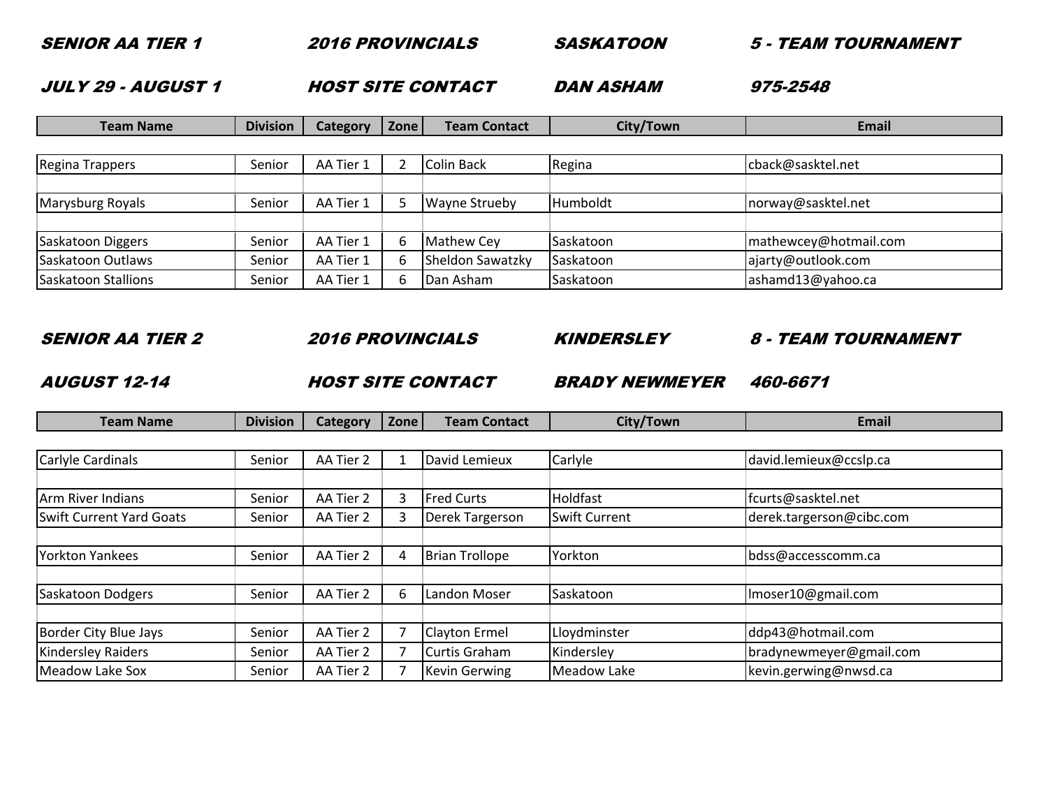***SENIOR AA TIER 1 — 2016 PROVINCIALS — SASKATOON — 5 - TEAM TOURNAMENT***

***JULY 29 - AUGUST 1 — HOST SITE CONTACT — DAN ASHAM — 975-2548***

| Team Name | Division | Category | Zone | Team Contact | City/Town | Email |
|---|---|---|---|---|---|---|
| Regina Trappers | Senior | AA Tier 1 | 2 | Colin Back | Regina | cback@sasktel.net |
| Marysburg Royals | Senior | AA Tier 1 | 5 | Wayne Strueby | Humboldt | norway@sasktel.net |
| Saskatoon Diggers | Senior | AA Tier 1 | 6 | Mathew Cey | Saskatoon | mathewcey@hotmail.com |
| Saskatoon Outlaws | Senior | AA Tier 1 | 6 | Sheldon Sawatzky | Saskatoon | ajarty@outlook.com |
| Saskatoon Stallions | Senior | AA Tier 1 | 6 | Dan Asham | Saskatoon | ashamd13@yahoo.ca |

***SENIOR AA TIER 2 — 2016 PROVINCIALS — KINDERSLEY — 8 - TEAM TOURNAMENT***

***AUGUST 12-14 — HOST SITE CONTACT — BRADY NEWMEYER — 460-6671***

| Team Name | Division | Category | Zone | Team Contact | City/Town | Email |
|---|---|---|---|---|---|---|
| Carlyle Cardinals | Senior | AA Tier 2 | 1 | David Lemieux | Carlyle | david.lemieux@ccslp.ca |
| Arm River Indians | Senior | AA Tier 2 | 3 | Fred Curts | Holdfast | fcurts@sasktel.net |
| Swift Current Yard Goats | Senior | AA Tier 2 | 3 | Derek Targerson | Swift Current | derek.targerson@cibc.com |
| Yorkton Yankees | Senior | AA Tier 2 | 4 | Brian Trollope | Yorkton | bdss@accesscomm.ca |
| Saskatoon Dodgers | Senior | AA Tier 2 | 6 | Landon Moser | Saskatoon | lmoser10@gmail.com |
| Border City Blue Jays | Senior | AA Tier 2 | 7 | Clayton Ermel | Lloydminster | ddp43@hotmail.com |
| Kindersley Raiders | Senior | AA Tier 2 | 7 | Curtis Graham | Kindersley | bradynewmeyer@gmail.com |
| Meadow Lake Sox | Senior | AA Tier 2 | 7 | Kevin Gerwing | Meadow Lake | kevin.gerwing@nwsd.ca |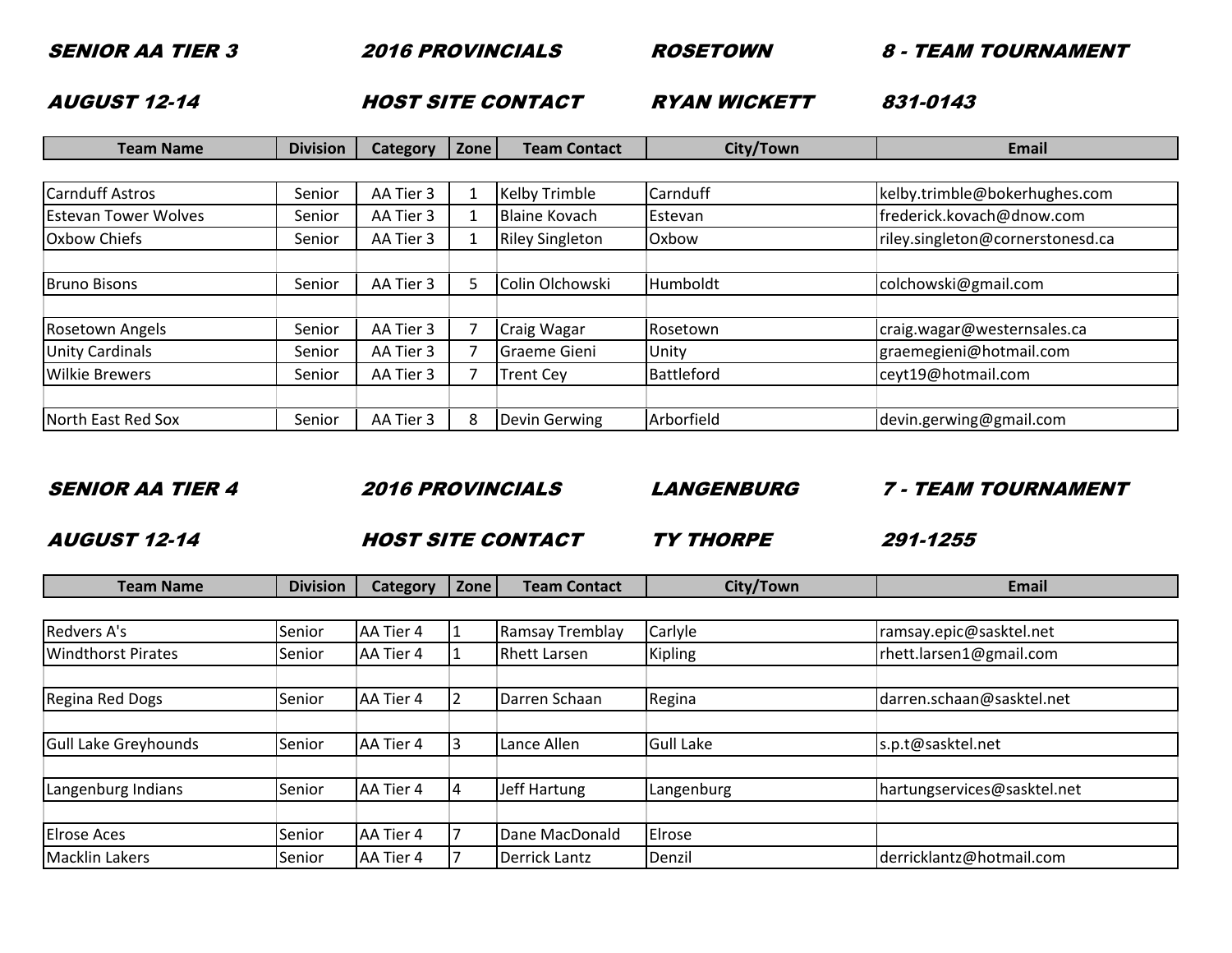**SENIOR AA TIER 3** | **2016 PROVINCIALS** | **ROSETOWN** | **8 - TEAM TOURNAMENT**

**AUGUST 12-14** | **HOST SITE CONTACT** | **RYAN WICKETT** | **831-0143**

| Team Name | Division | Category | Zone | Team Contact | City/Town | Email |
|---|---|---|---|---|---|---|
| Carnduff Astros | Senior | AA Tier 3 | 1 | Kelby Trimble | Carnduff | kelby.trimble@bokerhughes.com |
| Estevan Tower Wolves | Senior | AA Tier 3 | 1 | Blaine Kovach | Estevan | frederick.kovach@dnow.com |
| Oxbow Chiefs | Senior | AA Tier 3 | 1 | Riley Singleton | Oxbow | riley.singleton@cornerstonesd.ca |
| | | | | | | |
| Bruno Bisons | Senior | AA Tier 3 | 5 | Colin Olchowski | Humboldt | colchowski@gmail.com |
| | | | | | | |
| Rosetown Angels | Senior | AA Tier 3 | 7 | Craig Wagar | Rosetown | craig.wagar@westernsales.ca |
| Unity Cardinals | Senior | AA Tier 3 | 7 | Graeme Gieni | Unity | graemegieni@hotmail.com |
| Wilkie Brewers | Senior | AA Tier 3 | 7 | Trent Cey | Battleford | ceyt19@hotmail.com |
| | | | | | | |
| North East Red Sox | Senior | AA Tier 3 | 8 | Devin Gerwing | Arborfield | devin.gerwing@gmail.com |

**SENIOR AA TIER 4** | **2016 PROVINCIALS** | **LANGENBURG** | **7 - TEAM TOURNAMENT**

**AUGUST 12-14** | **HOST SITE CONTACT** | **TY THORPE** | **291-1255**

| Team Name | Division | Category | Zone | Team Contact | City/Town | Email |
|---|---|---|---|---|---|---|
| Redvers A's | Senior | AA Tier 4 | 1 | Ramsay Tremblay | Carlyle | ramsay.epic@sasktel.net |
| Windthorst Pirates | Senior | AA Tier 4 | 1 | Rhett Larsen | Kipling | rhett.larsen1@gmail.com |
| | | | | | | |
| Regina Red Dogs | Senior | AA Tier 4 | 2 | Darren Schaan | Regina | darren.schaan@sasktel.net |
| | | | | | | |
| Gull Lake Greyhounds | Senior | AA Tier 4 | 3 | Lance Allen | Gull Lake | s.p.t@sasktel.net |
| | | | | | | |
| Langenburg Indians | Senior | AA Tier 4 | 4 | Jeff Hartung | Langenburg | hartungservices@sasktel.net |
| | | | | | | |
| Elrose Aces | Senior | AA Tier 4 | 7 | Dane MacDonald | Elrose | |
| Macklin Lakers | Senior | AA Tier 4 | 7 | Derrick Lantz | Denzil | derricklantz@hotmail.com |